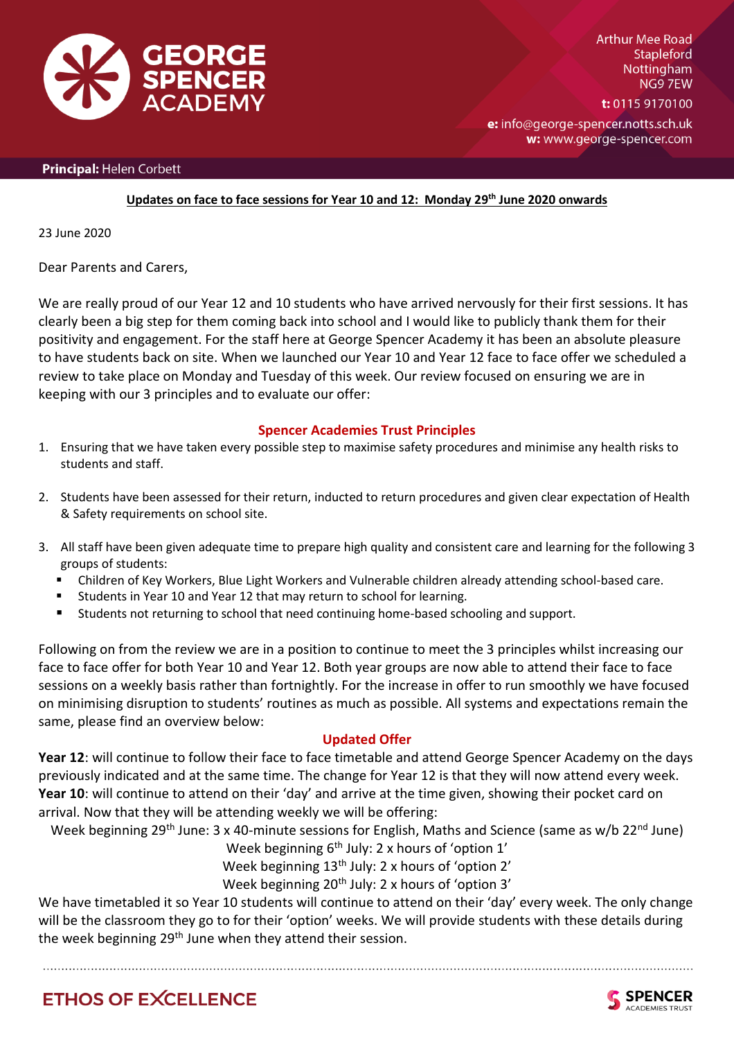**GEORGE SPENCER ACADEMY**

Arthur Mee Road
Stapleford
Nottingham
NG9 7EW

**t:** 0115 9170100

**e:** info@george-spencer.notts.sch.uk
**w:** www.george-spencer.com

**Principal:** Helen Corbett

**Updates on face to face sessions for Year 10 and 12: Monday 29th June 2020 onwards**

23 June 2020

Dear Parents and Carers,

We are really proud of our Year 12 and 10 students who have arrived nervously for their first sessions. It has clearly been a big step for them coming back into school and I would like to publicly thank them for their positivity and engagement. For the staff here at George Spencer Academy it has been an absolute pleasure to have students back on site. When we launched our Year 10 and Year 12 face to face offer we scheduled a review to take place on Monday and Tuesday of this week. Our review focused on ensuring we are in keeping with our 3 principles and to evaluate our offer:

### Spencer Academies Trust Principles

1. Ensuring that we have taken every possible step to maximise safety procedures and minimise any health risks to students and staff.
2. Students have been assessed for their return, inducted to return procedures and given clear expectation of Health & Safety requirements on school site.
3. All staff have been given adequate time to prepare high quality and consistent care and learning for the following 3 groups of students:
   - Children of Key Workers, Blue Light Workers and Vulnerable children already attending school-based care.
   - Students in Year 10 and Year 12 that may return to school for learning.
   - Students not returning to school that need continuing home-based schooling and support.

Following on from the review we are in a position to continue to meet the 3 principles whilst increasing our face to face offer for both Year 10 and Year 12. Both year groups are now able to attend their face to face sessions on a weekly basis rather than fortnightly. For the increase in offer to run smoothly we have focused on minimising disruption to students' routines as much as possible. All systems and expectations remain the same, please find an overview below:

### Updated Offer

**Year 12**: will continue to follow their face to face timetable and attend George Spencer Academy on the days previously indicated and at the same time. The change for Year 12 is that they will now attend every week.
**Year 10**: will continue to attend on their 'day' and arrive at the time given, showing their pocket card on arrival. Now that they will be attending weekly we will be offering:

Week beginning 29th June: 3 x 40-minute sessions for English, Maths and Science (same as w/b 22nd June)
Week beginning 6th July: 2 x hours of 'option 1'
Week beginning 13th July: 2 x hours of 'option 2'
Week beginning 20th July: 2 x hours of 'option 3'

We have timetabled it so Year 10 students will continue to attend on their 'day' every week. The only change will be the classroom they go to for their 'option' weeks. We will provide students with these details during the week beginning 29th June when they attend their session.

ETHOS OF EXCELLENCE

SPENCER ACADEMIES TRUST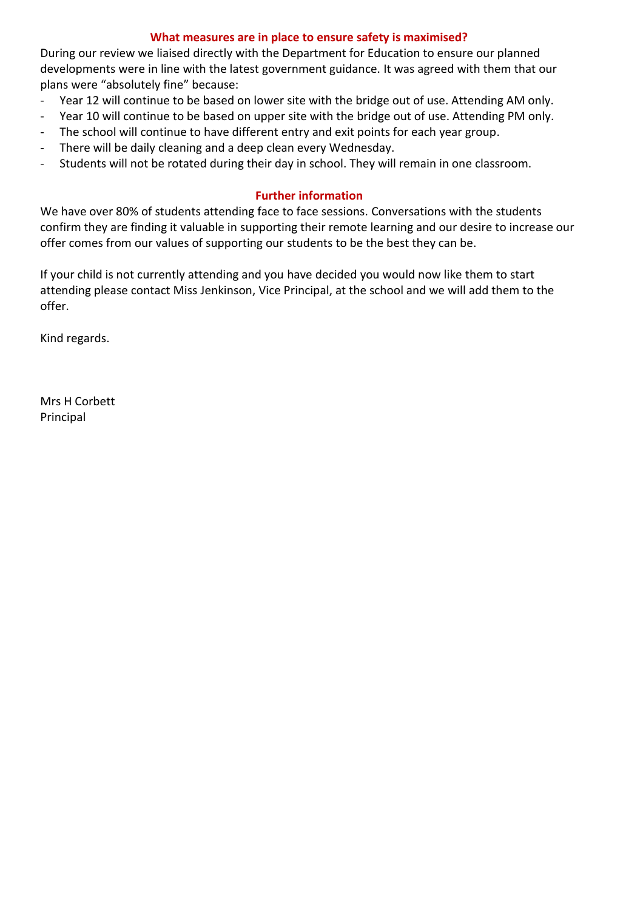## What measures are in place to ensure safety is maximised?

During our review we liaised directly with the Department for Education to ensure our planned developments were in line with the latest government guidance. It was agreed with them that our plans were "absolutely fine" because:

- Year 12 will continue to be based on lower site with the bridge out of use. Attending AM only.
- Year 10 will continue to be based on upper site with the bridge out of use. Attending PM only.
- The school will continue to have different entry and exit points for each year group.
- There will be daily cleaning and a deep clean every Wednesday.
- Students will not be rotated during their day in school. They will remain in one classroom.

## Further information

We have over 80% of students attending face to face sessions. Conversations with the students confirm they are finding it valuable in supporting their remote learning and our desire to increase our offer comes from our values of supporting our students to be the best they can be.

If your child is not currently attending and you have decided you would now like them to start attending please contact Miss Jenkinson, Vice Principal, at the school and we will add them to the offer.

Kind regards.

Mrs H Corbett
Principal